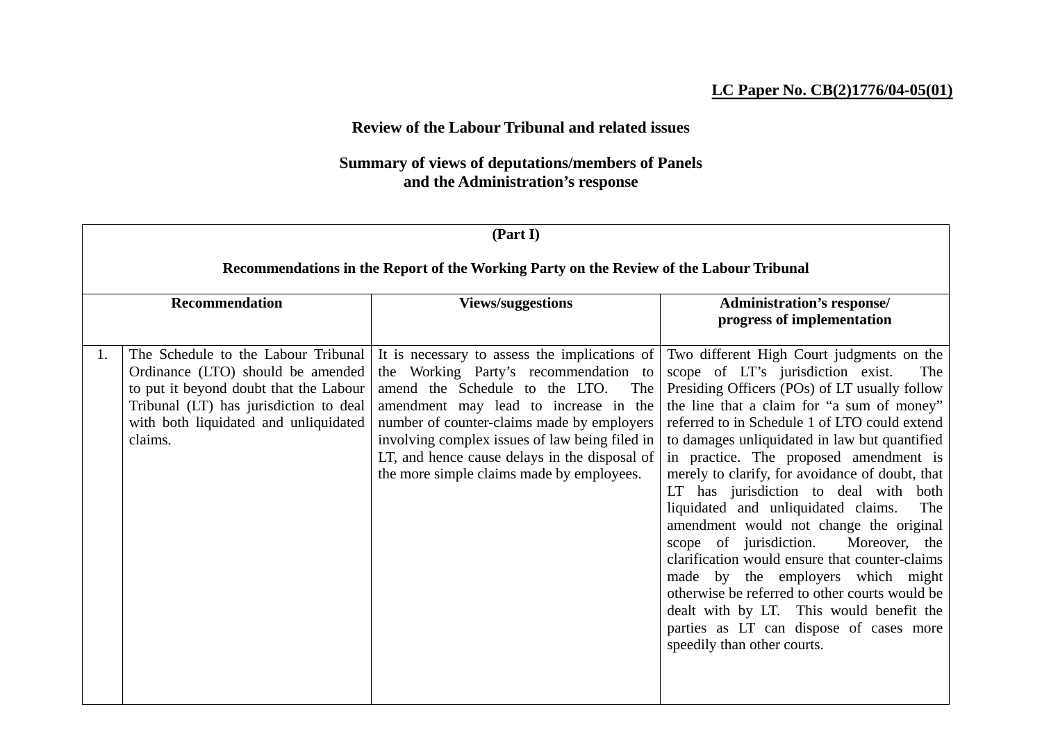**LC Paper No. CB(2)1776/04-05(01)**

# Review of the Labour Tribunal and related issues

## Summary of views of deputations/members of Panels and the Administration's response

**(Part I)**

**Recommendations in the Report of the Working Party on the Review of the Labour Tribunal**

| | Recommendation | Views/suggestions | Administration's response/ progress of implementation |
|---|---|---|---|
| 1. | The Schedule to the Labour Tribunal Ordinance (LTO) should be amended to put it beyond doubt that the Labour Tribunal (LT) has jurisdiction to deal with both liquidated and unliquidated claims. | It is necessary to assess the implications of the Working Party's recommendation to amend the Schedule to the LTO. The amendment may lead to increase in the number of counter-claims made by employers involving complex issues of law being filed in LT, and hence cause delays in the disposal of the more simple claims made by employees. | Two different High Court judgments on the scope of LT's jurisdiction exist. The Presiding Officers (POs) of LT usually follow the line that a claim for "a sum of money" referred to in Schedule 1 of LTO could extend to damages unliquidated in law but quantified in practice. The proposed amendment is merely to clarify, for avoidance of doubt, that LT has jurisdiction to deal with both liquidated and unliquidated claims. The amendment would not change the original scope of jurisdiction. Moreover, the clarification would ensure that counter-claims made by the employers which might otherwise be referred to other courts would be dealt with by LT. This would benefit the parties as LT can dispose of cases more speedily than other courts. |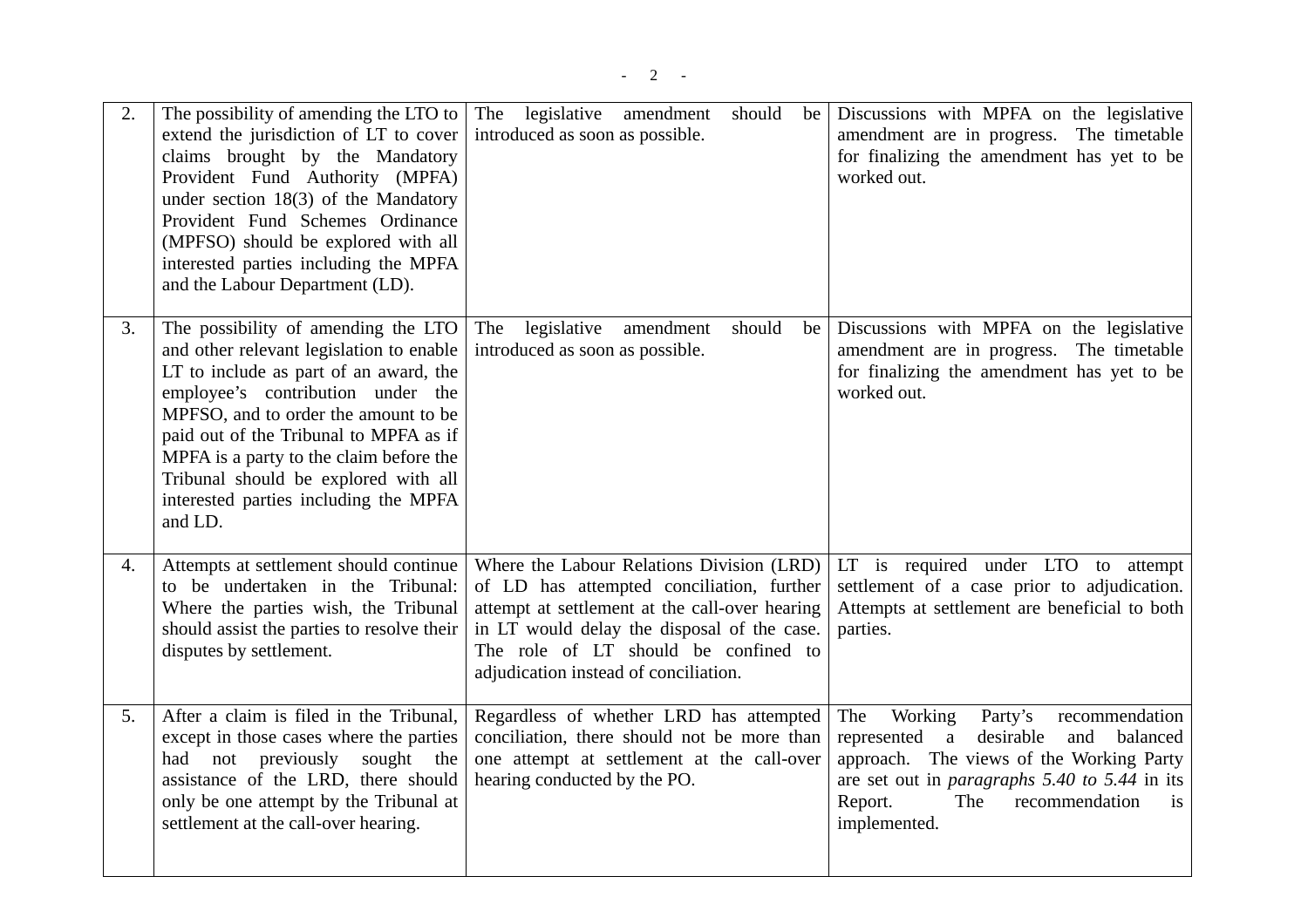| | | | |
|---|---|---|---|
| 2. | The possibility of amending the LTO to extend the jurisdiction of LT to cover claims brought by the Mandatory Provident Fund Authority (MPFA) under section 18(3) of the Mandatory Provident Fund Schemes Ordinance (MPFSO) should be explored with all interested parties including the MPFA and the Labour Department (LD). | The legislative amendment should be introduced as soon as possible. | Discussions with MPFA on the legislative amendment are in progress. The timetable for finalizing the amendment has yet to be worked out. |
| 3. | The possibility of amending the LTO and other relevant legislation to enable LT to include as part of an award, the employee's contribution under the MPFSO, and to order the amount to be paid out of the Tribunal to MPFA as if MPFA is a party to the claim before the Tribunal should be explored with all interested parties including the MPFA and LD. | The legislative amendment should be introduced as soon as possible. | Discussions with MPFA on the legislative amendment are in progress. The timetable for finalizing the amendment has yet to be worked out. |
| 4. | Attempts at settlement should continue to be undertaken in the Tribunal: Where the parties wish, the Tribunal should assist the parties to resolve their disputes by settlement. | Where the Labour Relations Division (LRD) of LD has attempted conciliation, further attempt at settlement at the call-over hearing in LT would delay the disposal of the case. The role of LT should be confined to adjudication instead of conciliation. | LT is required under LTO to attempt settlement of a case prior to adjudication. Attempts at settlement are beneficial to both parties. |
| 5. | After a claim is filed in the Tribunal, except in those cases where the parties had not previously sought the assistance of the LRD, there should only be one attempt by the Tribunal at settlement at the call-over hearing. | Regardless of whether LRD has attempted conciliation, there should not be more than one attempt at settlement at the call-over hearing conducted by the PO. | The Working Party's recommendation represented a desirable and balanced approach. The views of the Working Party are set out in *paragraphs 5.40 to 5.44* in its Report. The recommendation is implemented. |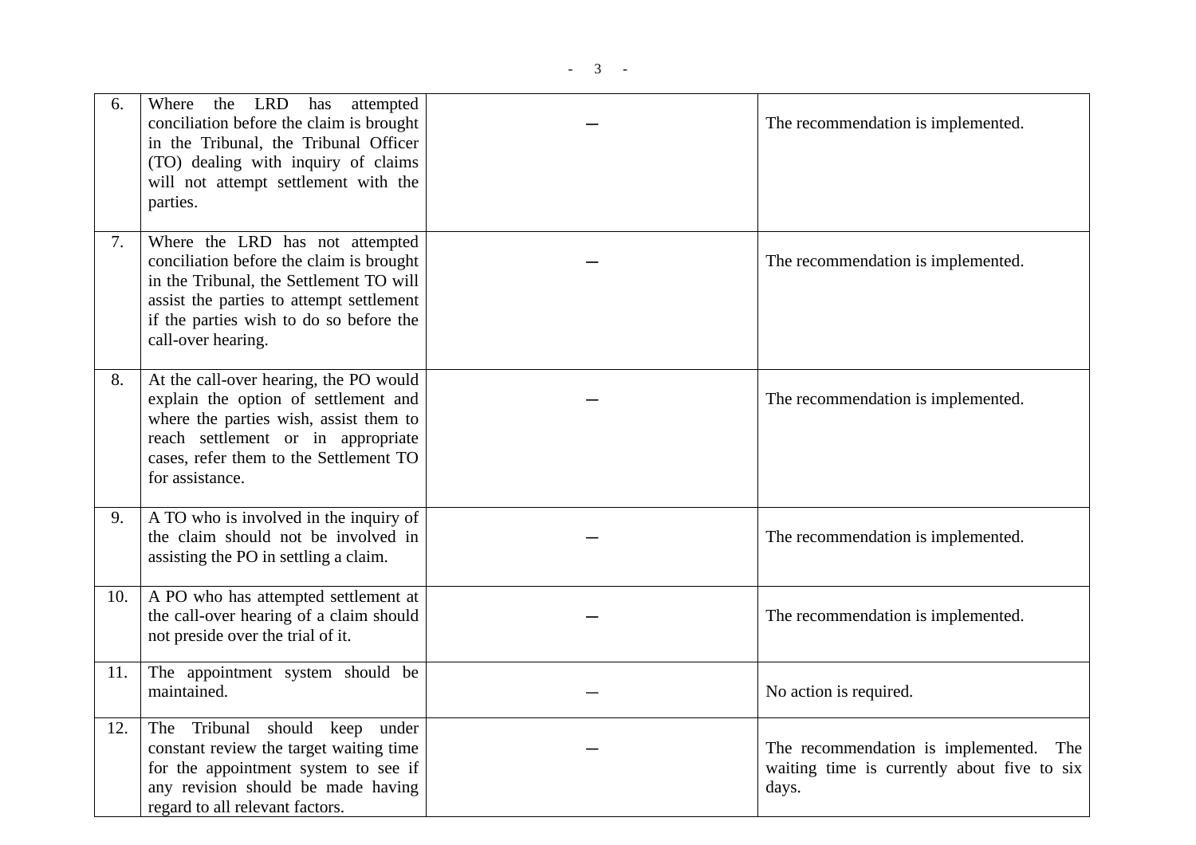| | | | |
|---|---|---|---|
| 6. | Where the LRD has attempted conciliation before the claim is brought in the Tribunal, the Tribunal Officer (TO) dealing with inquiry of claims will not attempt settlement with the parties. | — | The recommendation is implemented. |
| 7. | Where the LRD has not attempted conciliation before the claim is brought in the Tribunal, the Settlement TO will assist the parties to attempt settlement if the parties wish to do so before the call-over hearing. | — | The recommendation is implemented. |
| 8. | At the call-over hearing, the PO would explain the option of settlement and where the parties wish, assist them to reach settlement or in appropriate cases, refer them to the Settlement TO for assistance. | — | The recommendation is implemented. |
| 9. | A TO who is involved in the inquiry of the claim should not be involved in assisting the PO in settling a claim. | — | The recommendation is implemented. |
| 10. | A PO who has attempted settlement at the call-over hearing of a claim should not preside over the trial of it. | — | The recommendation is implemented. |
| 11. | The appointment system should be maintained. | — | No action is required. |
| 12. | The Tribunal should keep under constant review the target waiting time for the appointment system to see if any revision should be made having regard to all relevant factors. | — | The recommendation is implemented. The waiting time is currently about five to six days. |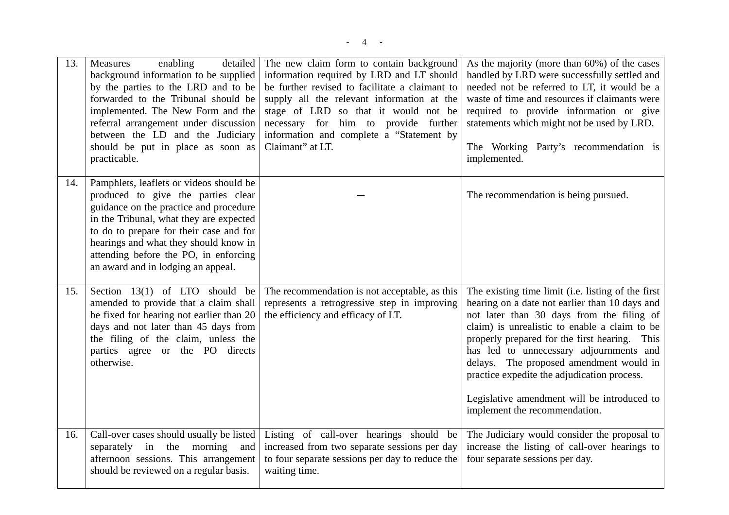| 13. | Measures enabling detailed background information to be supplied by the parties to the LRD and to be forwarded to the Tribunal should be implemented. The New Form and the referral arrangement under discussion between the LD and the Judiciary should be put in place as soon as practicable. | The new claim form to contain background information required by LRD and LT should be further revised to facilitate a claimant to supply all the relevant information at the stage of LRD so that it would not be necessary for him to provide further information and complete a "Statement by Claimant" at LT. | As the majority (more than 60%) of the cases handled by LRD were successfully settled and needed not be referred to LT, it would be a waste of time and resources if claimants were required to provide information or give statements which might not be used by LRD.<br><br>The Working Party's recommendation is implemented. |
|---|---|---|---|
| 14. | Pamphlets, leaflets or videos should be produced to give the parties clear guidance on the practice and procedure in the Tribunal, what they are expected to do to prepare for their case and for hearings and what they should know in attending before the PO, in enforcing an award and in lodging an appeal. | — | The recommendation is being pursued. |
| 15. | Section 13(1) of LTO should be amended to provide that a claim shall be fixed for hearing not earlier than 20 days and not later than 45 days from the filing of the claim, unless the parties agree or the PO directs otherwise. | The recommendation is not acceptable, as this represents a retrogressive step in improving the efficiency and efficacy of LT. | The existing time limit (i.e. listing of the first hearing on a date not earlier than 10 days and not later than 30 days from the filing of claim) is unrealistic to enable a claim to be properly prepared for the first hearing. This has led to unnecessary adjournments and delays. The proposed amendment would in practice expedite the adjudication process.<br><br>Legislative amendment will be introduced to implement the recommendation. |
| 16. | Call-over cases should usually be listed separately in the morning and afternoon sessions. This arrangement should be reviewed on a regular basis. | Listing of call-over hearings should be increased from two separate sessions per day to four separate sessions per day to reduce the waiting time. | The Judiciary would consider the proposal to increase the listing of call-over hearings to four separate sessions per day. |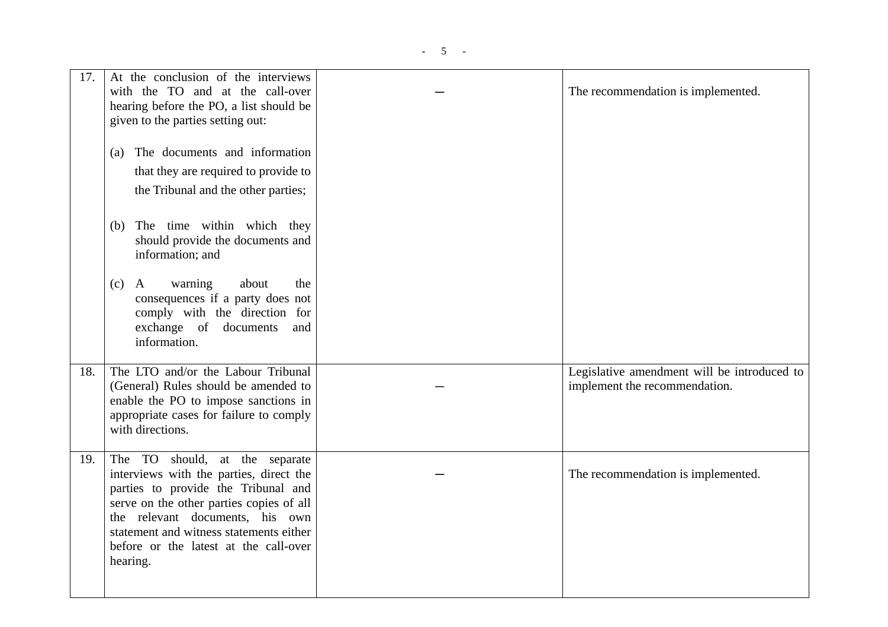| | | | |
|---|---|---|---|
| 17. | At the conclusion of the interviews with the TO and at the call-over hearing before the PO, a list should be given to the parties setting out:<br><br>(a) The documents and information that they are required to provide to the Tribunal and the other parties;<br><br>(b) The time within which they should provide the documents and information; and<br><br>(c) A warning about the consequences if a party does not comply with the direction for exchange of documents and information. | — | The recommendation is implemented. |
| 18. | The LTO and/or the Labour Tribunal (General) Rules should be amended to enable the PO to impose sanctions in appropriate cases for failure to comply with directions. | — | Legislative amendment will be introduced to implement the recommendation. |
| 19. | The TO should, at the separate interviews with the parties, direct the parties to provide the Tribunal and serve on the other parties copies of all the relevant documents, his own statement and witness statements either before or the latest at the call-over hearing. | — | The recommendation is implemented. |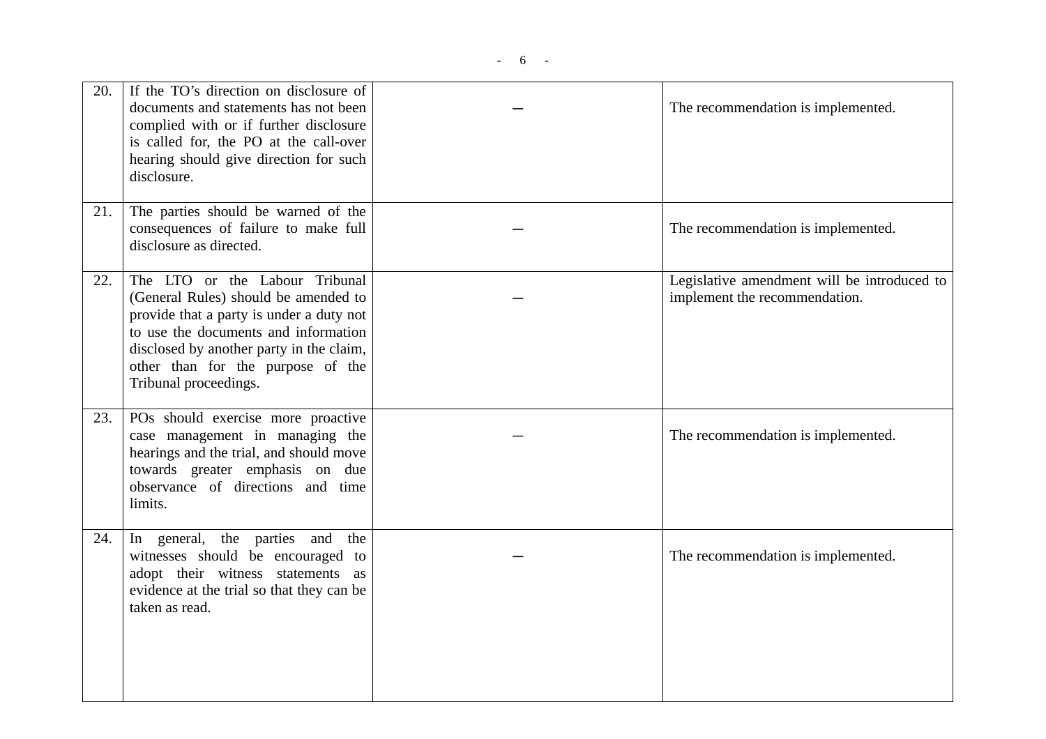| | | | |
|---|---|---|---|
| 20. | If the TO's direction on disclosure of documents and statements has not been complied with or if further disclosure is called for, the PO at the call-over hearing should give direction for such disclosure. | — | The recommendation is implemented. |
| 21. | The parties should be warned of the consequences of failure to make full disclosure as directed. | — | The recommendation is implemented. |
| 22. | The LTO or the Labour Tribunal (General Rules) should be amended to provide that a party is under a duty not to use the documents and information disclosed by another party in the claim, other than for the purpose of the Tribunal proceedings. | — | Legislative amendment will be introduced to implement the recommendation. |
| 23. | POs should exercise more proactive case management in managing the hearings and the trial, and should move towards greater emphasis on due observance of directions and time limits. | — | The recommendation is implemented. |
| 24. | In general, the parties and the witnesses should be encouraged to adopt their witness statements as evidence at the trial so that they can be taken as read. | — | The recommendation is implemented. |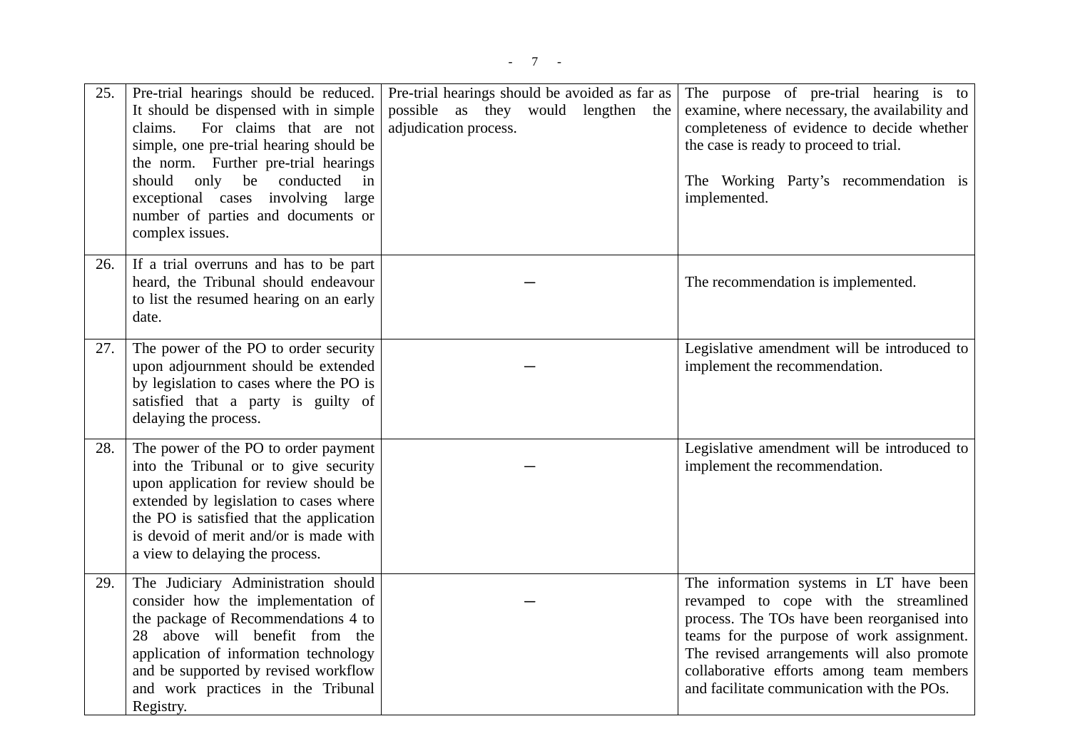| | | | |
|---|---|---|---|
| 25. | Pre-trial hearings should be reduced. It should be dispensed with in simple claims. For claims that are not simple, one pre-trial hearing should be the norm. Further pre-trial hearings should only be conducted in exceptional cases involving large number of parties and documents or complex issues. | Pre-trial hearings should be avoided as far as possible as they would lengthen the adjudication process. | The purpose of pre-trial hearing is to examine, where necessary, the availability and completeness of evidence to decide whether the case is ready to proceed to trial.<br><br>The Working Party's recommendation is implemented. |
| 26. | If a trial overruns and has to be part heard, the Tribunal should endeavour to list the resumed hearing on an early date. | — | The recommendation is implemented. |
| 27. | The power of the PO to order security upon adjournment should be extended by legislation to cases where the PO is satisfied that a party is guilty of delaying the process. | — | Legislative amendment will be introduced to implement the recommendation. |
| 28. | The power of the PO to order payment into the Tribunal or to give security upon application for review should be extended by legislation to cases where the PO is satisfied that the application is devoid of merit and/or is made with a view to delaying the process. | — | Legislative amendment will be introduced to implement the recommendation. |
| 29. | The Judiciary Administration should consider how the implementation of the package of Recommendations 4 to 28 above will benefit from the application of information technology and be supported by revised workflow and work practices in the Tribunal Registry. | — | The information systems in LT have been revamped to cope with the streamlined process. The TOs have been reorganised into teams for the purpose of work assignment. The revised arrangements will also promote collaborative efforts among team members and facilitate communication with the POs. |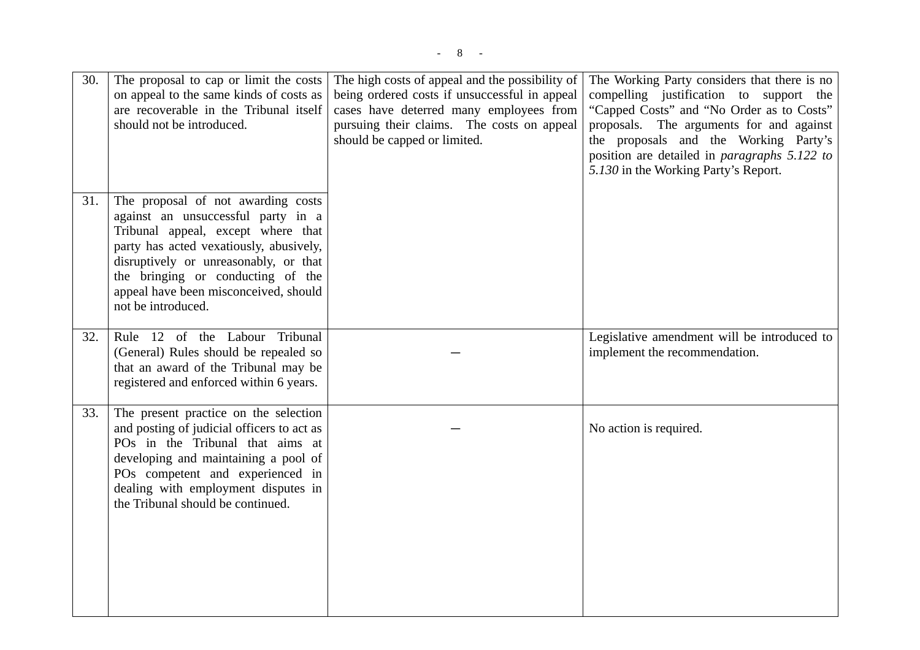| | | | |
|---|---|---|---|
| 30. | The proposal to cap or limit the costs on appeal to the same kinds of costs as are recoverable in the Tribunal itself should not be introduced. | The high costs of appeal and the possibility of being ordered costs if unsuccessful in appeal cases have deterred many employees from pursuing their claims. The costs on appeal should be capped or limited. | The Working Party considers that there is no compelling justification to support the "Capped Costs" and "No Order as to Costs" proposals. The arguments for and against the proposals and the Working Party's position are detailed in *paragraphs 5.122 to 5.130* in the Working Party's Report. |
| 31. | The proposal of not awarding costs against an unsuccessful party in a Tribunal appeal, except where that party has acted vexatiously, abusively, disruptively or unreasonably, or that the bringing or conducting of the appeal have been misconceived, should not be introduced. | | |
| 32. | Rule 12 of the Labour Tribunal (General) Rules should be repealed so that an award of the Tribunal may be registered and enforced within 6 years. | – | Legislative amendment will be introduced to implement the recommendation. |
| 33. | The present practice on the selection and posting of judicial officers to act as POs in the Tribunal that aims at developing and maintaining a pool of POs competent and experienced in dealing with employment disputes in the Tribunal should be continued. | – | No action is required. |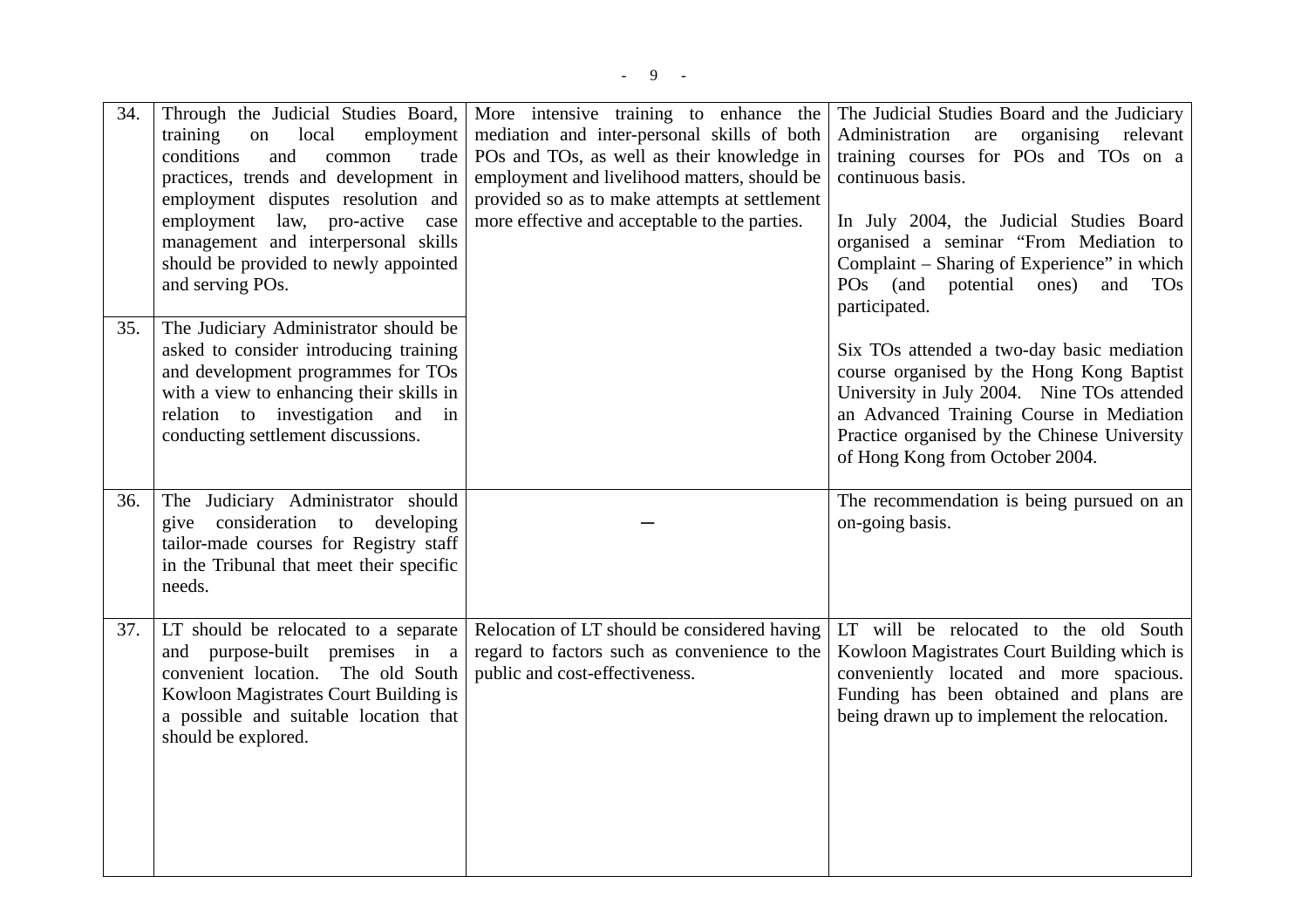| | | | |
|---|---|---|---|
| 34. | Through the Judicial Studies Board, training on local employment conditions and common trade practices, trends and development in employment disputes resolution and employment law, pro-active case management and interpersonal skills should be provided to newly appointed and serving POs. | More intensive training to enhance the mediation and inter-personal skills of both POs and TOs, as well as their knowledge in employment and livelihood matters, should be provided so as to make attempts at settlement more effective and acceptable to the parties. | The Judicial Studies Board and the Judiciary Administration are organising relevant training courses for POs and TOs on a continuous basis.<br><br>In July 2004, the Judicial Studies Board organised a seminar "From Mediation to Complaint – Sharing of Experience" in which POs (and potential ones) and TOs participated.<br><br>Six TOs attended a two-day basic mediation course organised by the Hong Kong Baptist University in July 2004. Nine TOs attended an Advanced Training Course in Mediation Practice organised by the Chinese University of Hong Kong from October 2004. |
| 35. | The Judiciary Administrator should be asked to consider introducing training and development programmes for TOs with a view to enhancing their skills in relation to investigation and in conducting settlement discussions. | | |
| 36. | The Judiciary Administrator should give consideration to developing tailor-made courses for Registry staff in the Tribunal that meet their specific needs. | – | The recommendation is being pursued on an on-going basis. |
| 37. | LT should be relocated to a separate and purpose-built premises in a convenient location. The old South Kowloon Magistrates Court Building is a possible and suitable location that should be explored. | Relocation of LT should be considered having regard to factors such as convenience to the public and cost-effectiveness. | LT will be relocated to the old South Kowloon Magistrates Court Building which is conveniently located and more spacious. Funding has been obtained and plans are being drawn up to implement the relocation. |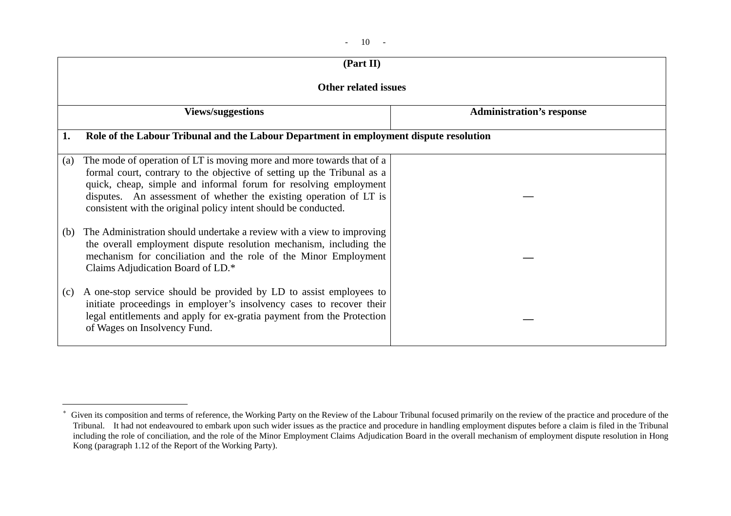**(Part II)**

**Other related issues**

| Views/suggestions | Administration's response |
|---|---|
| **1. Role of the Labour Tribunal and the Labour Department in employment dispute resolution** | |
| (a) The mode of operation of LT is moving more and more towards that of a formal court, contrary to the objective of setting up the Tribunal as a quick, cheap, simple and informal forum for resolving employment disputes. An assessment of whether the existing operation of LT is consistent with the original policy intent should be conducted. | — |
| (b) The Administration should undertake a review with a view to improving the overall employment dispute resolution mechanism, including the mechanism for conciliation and the role of the Minor Employment Claims Adjudication Board of LD.* | — |
| (c) A one-stop service should be provided by LD to assist employees to initiate proceedings in employer's insolvency cases to recover their legal entitlements and apply for ex-gratia payment from the Protection of Wages on Insolvency Fund. | — |

---

* Given its composition and terms of reference, the Working Party on the Review of the Labour Tribunal focused primarily on the review of the practice and procedure of the Tribunal. It had not endeavoured to embark upon such wider issues as the practice and procedure in handling employment disputes before a claim is filed in the Tribunal including the role of conciliation, and the role of the Minor Employment Claims Adjudication Board in the overall mechanism of employment dispute resolution in Hong Kong (paragraph 1.12 of the Report of the Working Party).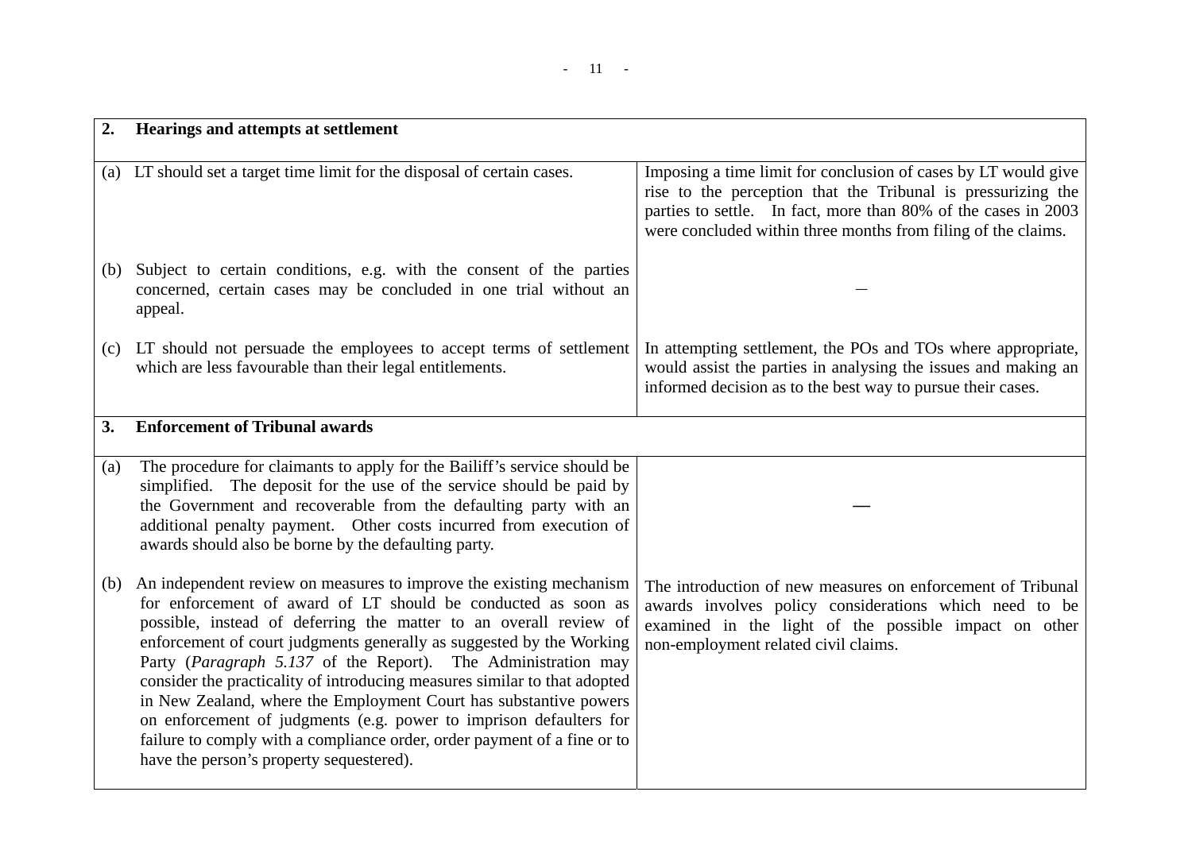| **2. Hearings and attempts at settlement** | |
|---|---|
| (a) LT should set a target time limit for the disposal of certain cases. | Imposing a time limit for conclusion of cases by LT would give rise to the perception that the Tribunal is pressurizing the parties to settle. In fact, more than 80% of the cases in 2003 were concluded within three months from filing of the claims. |
| (b) Subject to certain conditions, e.g. with the consent of the parties concerned, certain cases may be concluded in one trial without an appeal. | — |
| (c) LT should not persuade the employees to accept terms of settlement which are less favourable than their legal entitlements. | In attempting settlement, the POs and TOs where appropriate, would assist the parties in analysing the issues and making an informed decision as to the best way to pursue their cases. |
| **3. Enforcement of Tribunal awards** | |
| (a) The procedure for claimants to apply for the Bailiff's service should be simplified. The deposit for the use of the service should be paid by the Government and recoverable from the defaulting party with an additional penalty payment. Other costs incurred from execution of awards should also be borne by the defaulting party. | — |
| (b) An independent review on measures to improve the existing mechanism for enforcement of award of LT should be conducted as soon as possible, instead of deferring the matter to an overall review of enforcement of court judgments generally as suggested by the Working Party (*Paragraph 5.137* of the Report). The Administration may consider the practicality of introducing measures similar to that adopted in New Zealand, where the Employment Court has substantive powers on enforcement of judgments (e.g. power to imprison defaulters for failure to comply with a compliance order, order payment of a fine or to have the person's property sequestered). | The introduction of new measures on enforcement of Tribunal awards involves policy considerations which need to be examined in the light of the possible impact on other non-employment related civil claims. |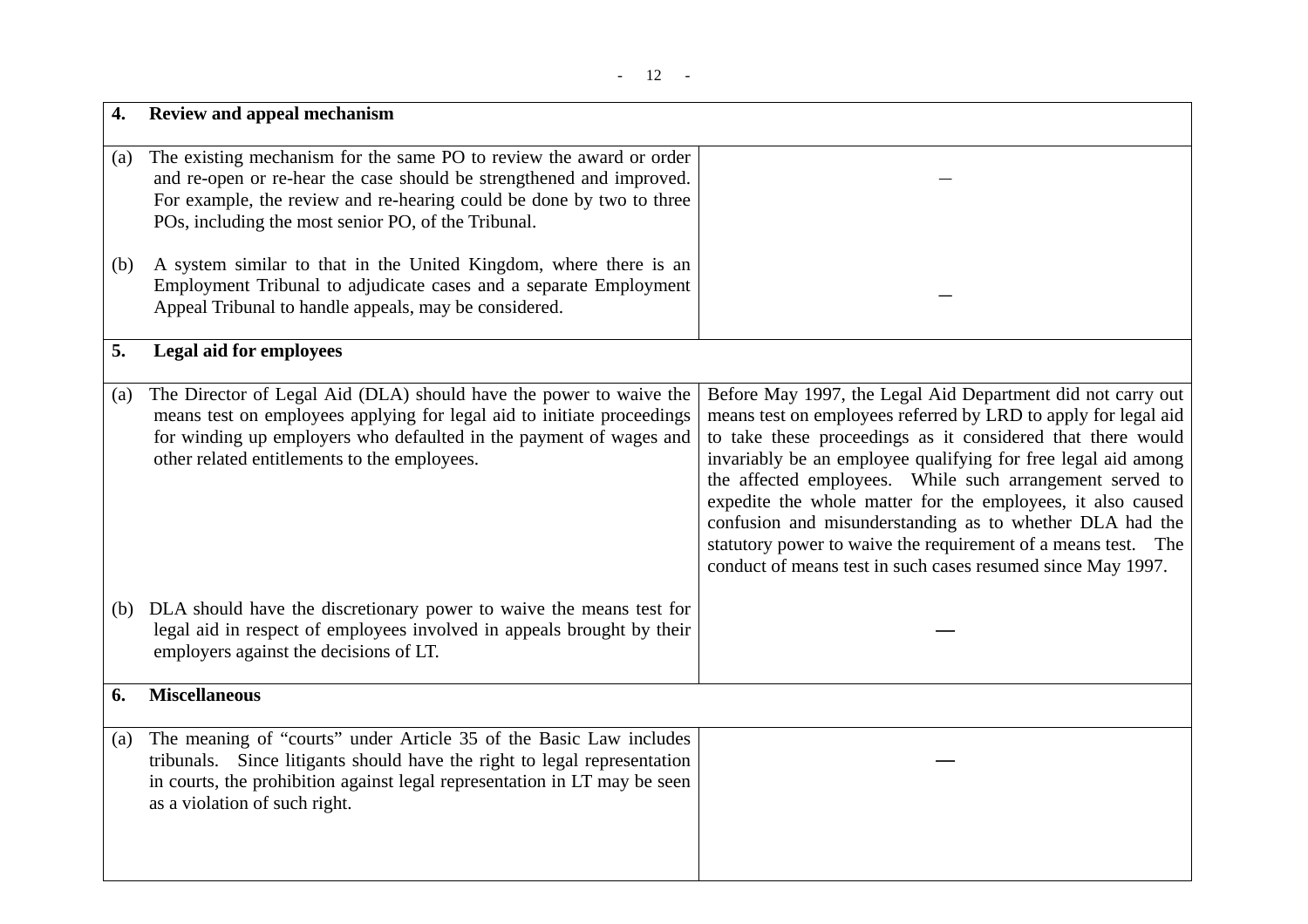| **4. Review and appeal mechanism** | |
|---|---|
| (a) The existing mechanism for the same PO to review the award or order and re-open or re-hear the case should be strengthened and improved. For example, the review and re-hearing could be done by two to three POs, including the most senior PO, of the Tribunal. | — |
| (b) A system similar to that in the United Kingdom, where there is an Employment Tribunal to adjudicate cases and a separate Employment Appeal Tribunal to handle appeals, may be considered. | — |
| **5. Legal aid for employees** | |
| (a) The Director of Legal Aid (DLA) should have the power to waive the means test on employees applying for legal aid to initiate proceedings for winding up employers who defaulted in the payment of wages and other related entitlements to the employees. | Before May 1997, the Legal Aid Department did not carry out means test on employees referred by LRD to apply for legal aid to take these proceedings as it considered that there would invariably be an employee qualifying for free legal aid among the affected employees. While such arrangement served to expedite the whole matter for the employees, it also caused confusion and misunderstanding as to whether DLA had the statutory power to waive the requirement of a means test. The conduct of means test in such cases resumed since May 1997. |
| (b) DLA should have the discretionary power to waive the means test for legal aid in respect of employees involved in appeals brought by their employers against the decisions of LT. | — |
| **6. Miscellaneous** | |
| (a) The meaning of "courts" under Article 35 of the Basic Law includes tribunals. Since litigants should have the right to legal representation in courts, the prohibition against legal representation in LT may be seen as a violation of such right. | — |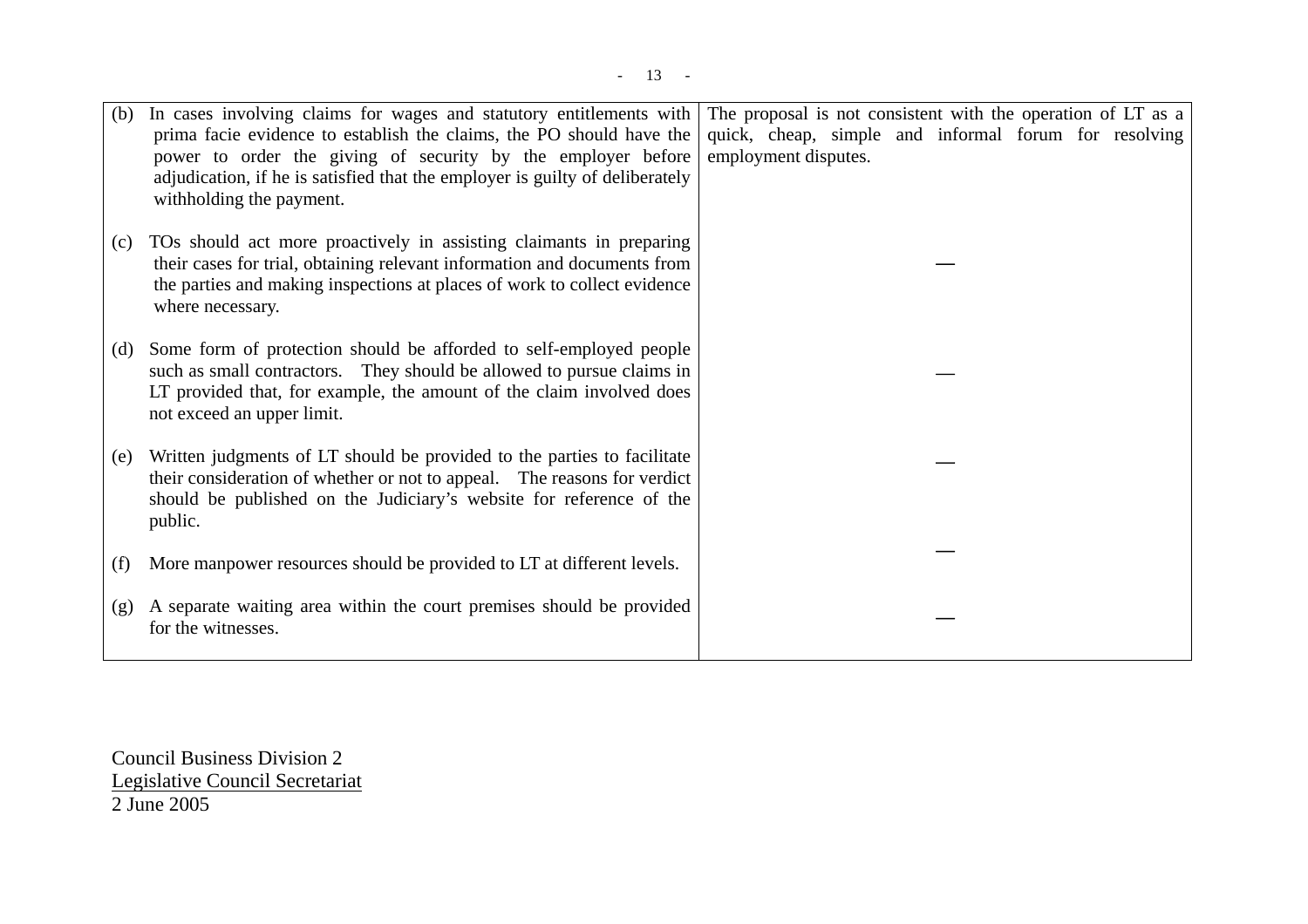| | |
|---|---|
| (b) In cases involving claims for wages and statutory entitlements with prima facie evidence to establish the claims, the PO should have the power to order the giving of security by the employer before adjudication, if he is satisfied that the employer is guilty of deliberately withholding the payment. | The proposal is not consistent with the operation of LT as a quick, cheap, simple and informal forum for resolving employment disputes. |
| (c) TOs should act more proactively in assisting claimants in preparing their cases for trial, obtaining relevant information and documents from the parties and making inspections at places of work to collect evidence where necessary. | — |
| (d) Some form of protection should be afforded to self-employed people such as small contractors. They should be allowed to pursue claims in LT provided that, for example, the amount of the claim involved does not exceed an upper limit. | — |
| (e) Written judgments of LT should be provided to the parties to facilitate their consideration of whether or not to appeal. The reasons for verdict should be published on the Judiciary's website for reference of the public. | — |
| (f) More manpower resources should be provided to LT at different levels. | — |
| (g) A separate waiting area within the court premises should be provided for the witnesses. | — |

Council Business Division 2
Legislative Council Secretariat
2 June 2005